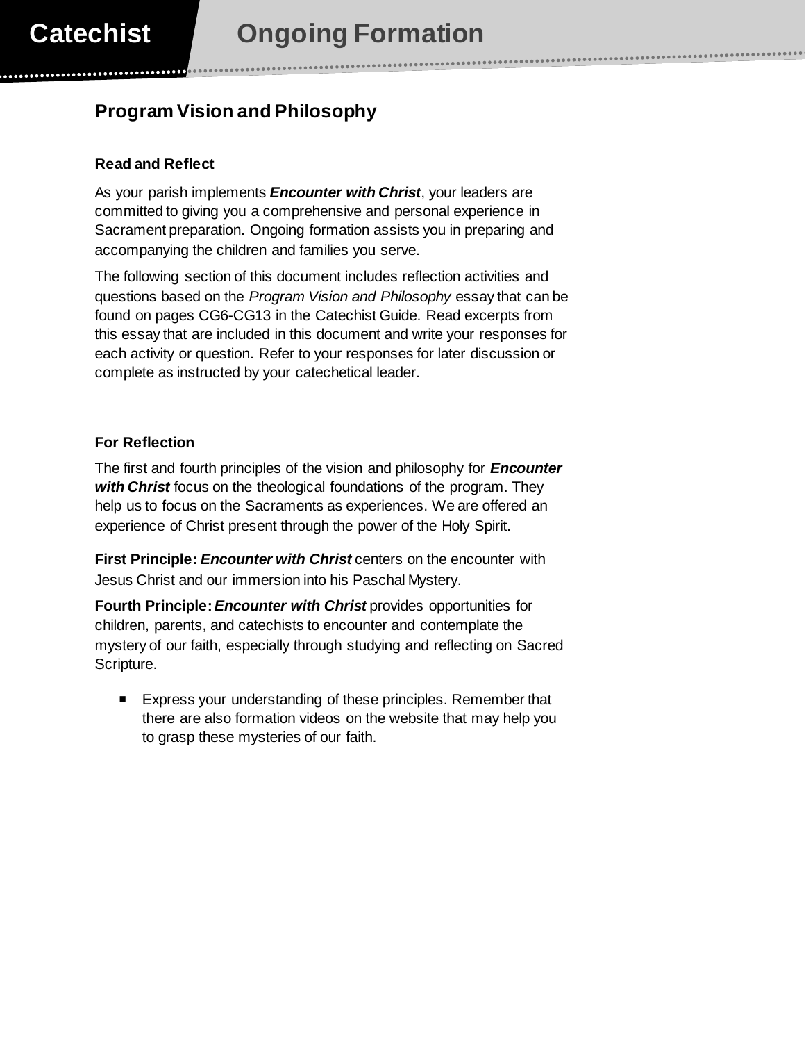# Catechist Ongoing Formation

## Program Vision and Philosophy

### Read and Reflect

As your parish implements ***Encounter with Christ***, your leaders are committed to giving you a comprehensive and personal experience in Sacrament preparation. Ongoing formation assists you in preparing and accompanying the children and families you serve.

The following section of this document includes reflection activities and questions based on the *Program Vision and Philosophy* essay that can be found on pages CG6-CG13 in the Catechist Guide. Read excerpts from this essay that are included in this document and write your responses for each activity or question. Refer to your responses for later discussion or complete as instructed by your catechetical leader.

### For Reflection

The first and fourth principles of the vision and philosophy for ***Encounter with Christ*** focus on the theological foundations of the program. They help us to focus on the Sacraments as experiences. We are offered an experience of Christ present through the power of the Holy Spirit.

**First Principle: *Encounter with Christ*** centers on the encounter with Jesus Christ and our immersion into his Paschal Mystery.

**Fourth Principle: *Encounter with Christ*** provides opportunities for children, parents, and catechists to encounter and contemplate the mystery of our faith, especially through studying and reflecting on Sacred Scripture.

- Express your understanding of these principles. Remember that there are also formation videos on the website that may help you to grasp these mysteries of our faith.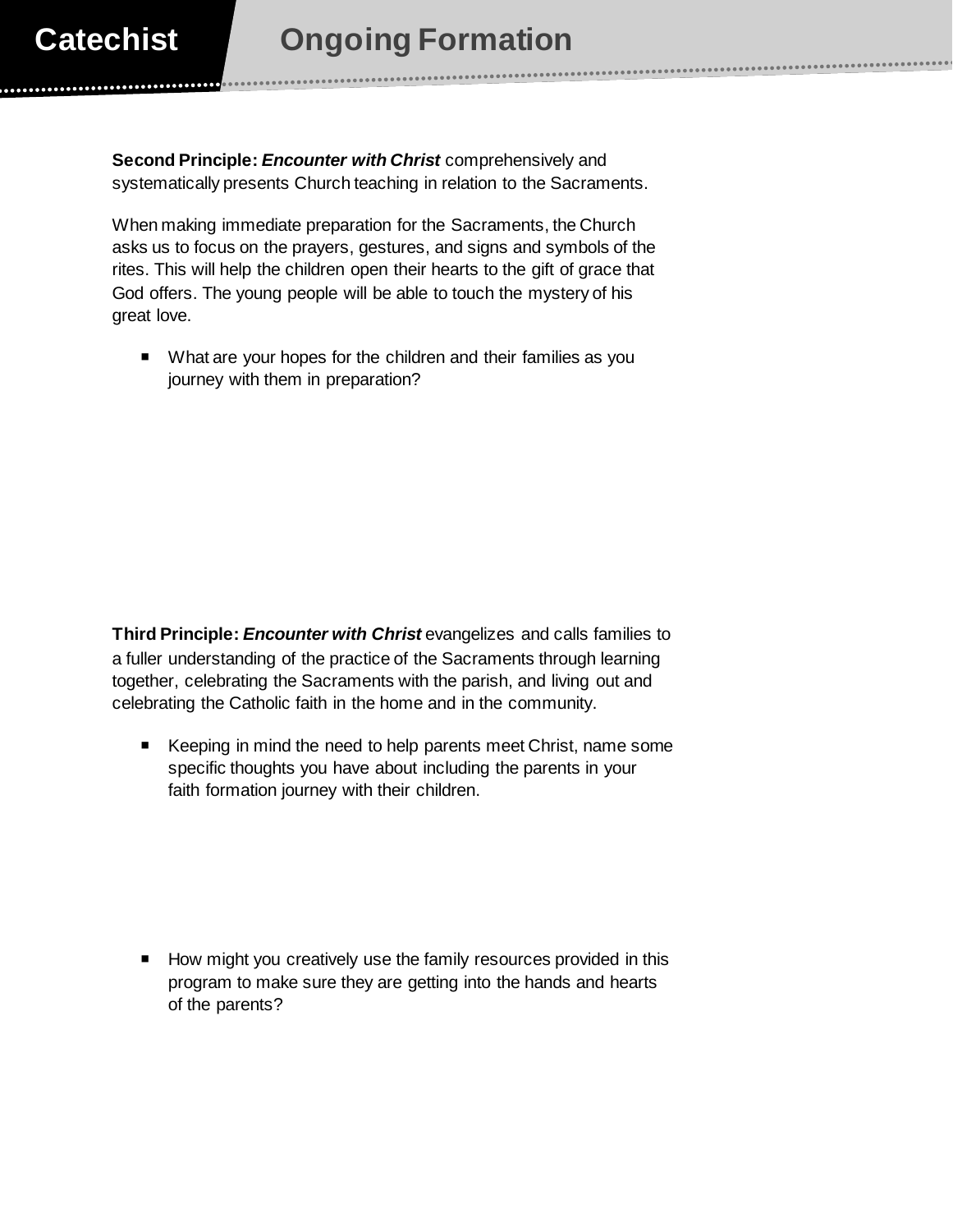**Second Principle: *Encounter with Christ*** comprehensively and systematically presents Church teaching in relation to the Sacraments.

When making immediate preparation for the Sacraments, the Church asks us to focus on the prayers, gestures, and signs and symbols of the rites. This will help the children open their hearts to the gift of grace that God offers. The young people will be able to touch the mystery of his great love.

- What are your hopes for the children and their families as you journey with them in preparation?

**Third Principle: *Encounter with Christ*** evangelizes and calls families to a fuller understanding of the practice of the Sacraments through learning together, celebrating the Sacraments with the parish, and living out and celebrating the Catholic faith in the home and in the community.

- Keeping in mind the need to help parents meet Christ, name some specific thoughts you have about including the parents in your faith formation journey with their children.

- How might you creatively use the family resources provided in this program to make sure they are getting into the hands and hearts of the parents?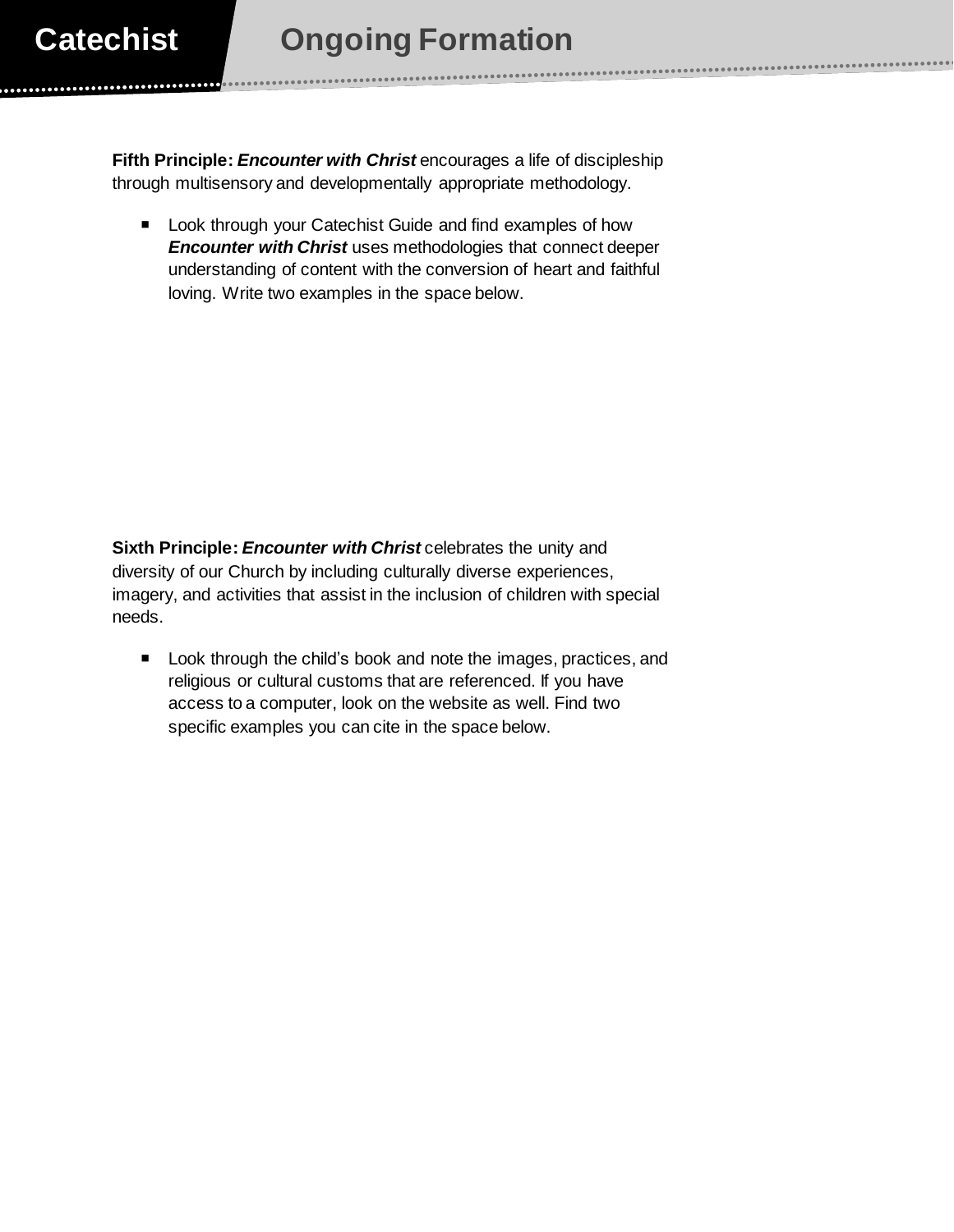**Fifth Principle:** ***Encounter with Christ*** encourages a life of discipleship through multisensory and developmentally appropriate methodology.

- Look through your Catechist Guide and find examples of how ***Encounter with Christ*** uses methodologies that connect deeper understanding of content with the conversion of heart and faithful loving. Write two examples in the space below.

**Sixth Principle:** ***Encounter with Christ*** celebrates the unity and diversity of our Church by including culturally diverse experiences, imagery, and activities that assist in the inclusion of children with special needs.

- Look through the child's book and note the images, practices, and religious or cultural customs that are referenced. If you have access to a computer, look on the website as well. Find two specific examples you can cite in the space below.